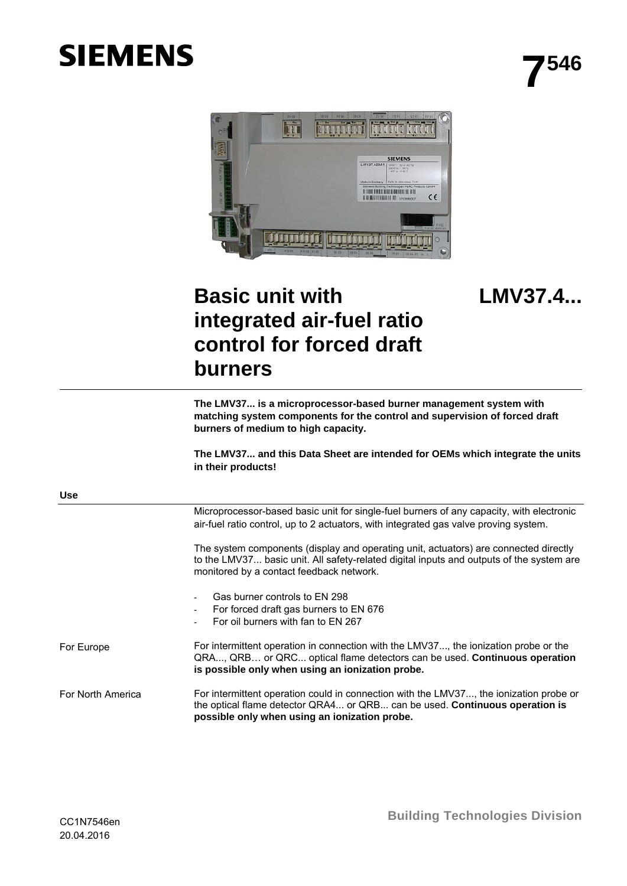SIEMENS

# 7546

# Basic unit with integrated air-fuel ratio control for forced draft burners

# LMV37.4...

**The LMV37... is a microprocessor-based burner management system with matching system components for the control and supervision of forced draft burners of medium to high capacity.**

**The LMV37... and this Data Sheet are intended for OEMs which integrate the units in their products!**

## Use

Microprocessor-based basic unit for single-fuel burners of any capacity, with electronic air-fuel ratio control, up to 2 actuators, with integrated gas valve proving system.

The system components (display and operating unit, actuators) are connected directly to the LMV37... basic unit. All safety-related digital inputs and outputs of the system are monitored by a contact feedback network.

- Gas burner controls to EN 298
- For forced draft gas burners to EN 676
- For oil burners with fan to EN 267

For Europe

For intermittent operation in connection with the LMV37..., the ionization probe or the QRA..., QRB… or QRC... optical flame detectors can be used. **Continuous operation is possible only when using an ionization probe.**

For North America

For intermittent operation could in connection with the LMV37..., the ionization probe or the optical flame detector QRA4... or QRB... can be used. **Continuous operation is possible only when using an ionization probe.**

CC1N7546en
20.04.2016

Building Technologies Division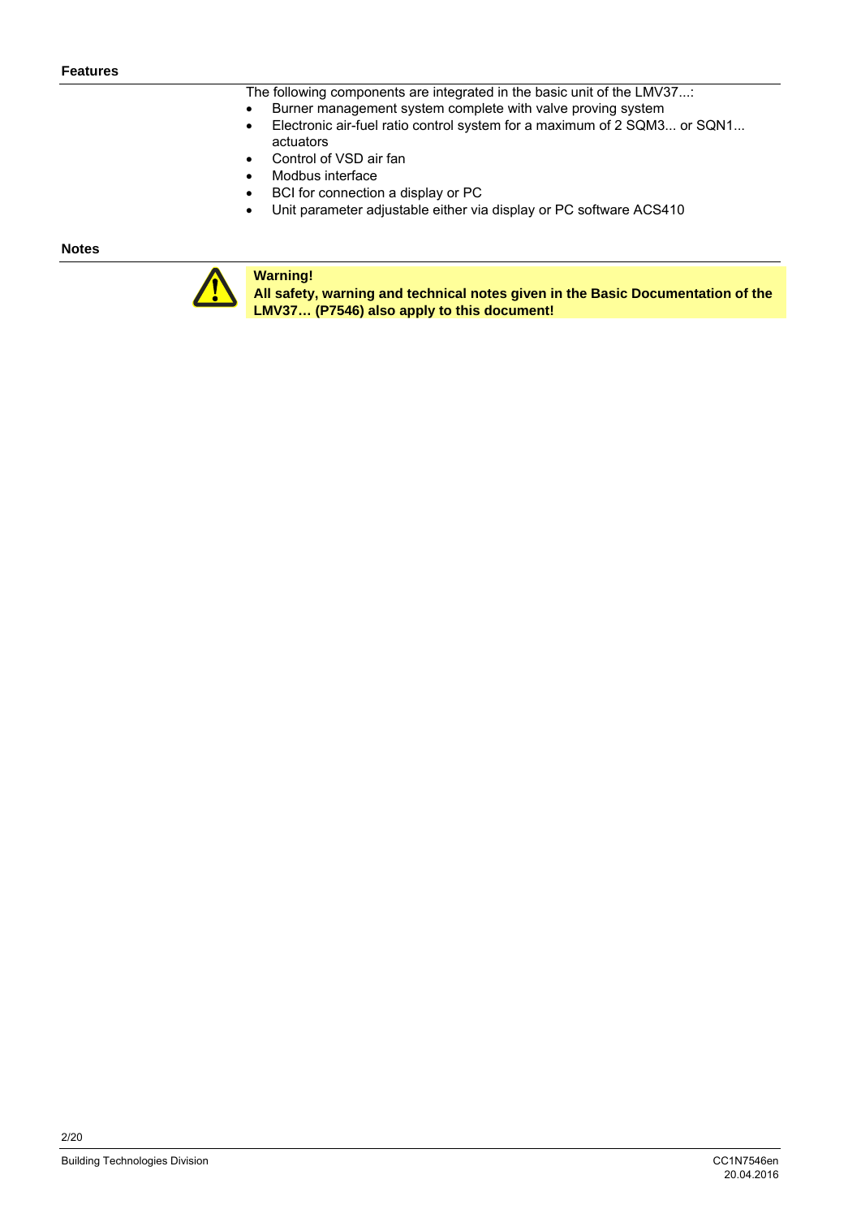## Features

The following components are integrated in the basic unit of the LMV37...:

- Burner management system complete with valve proving system
- Electronic air-fuel ratio control system for a maximum of 2 SQM3... or SQN1... actuators
- Control of VSD air fan
- Modbus interface
- BCI for connection a display or PC
- Unit parameter adjustable either via display or PC software ACS410

## Notes

**Warning!**
**All safety, warning and technical notes given in the Basic Documentation of the LMV37… (P7546) also apply to this document!**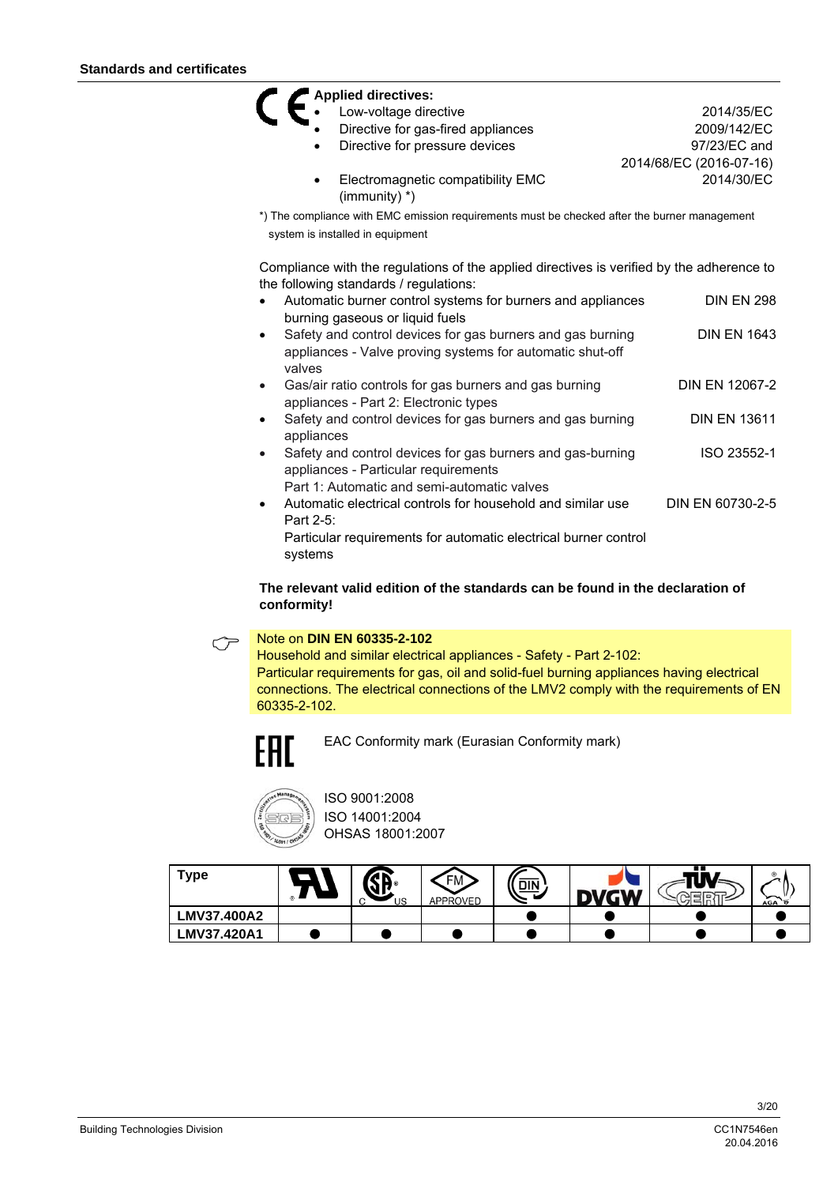## Standards and certificates

**Applied directives:**

- Low-voltage directive 2014/35/EC
- Directive for gas-fired appliances 2009/142/EC
- Directive for pressure devices 97/23/EC and 2014/68/EC (2016-07-16)
- Electromagnetic compatibility EMC (immunity) *) 2014/30/EC

*) The compliance with EMC emission requirements must be checked after the burner management system is installed in equipment

Compliance with the regulations of the applied directives is verified by the adherence to the following standards / regulations:

- Automatic burner control systems for burners and appliances burning gaseous or liquid fuels — DIN EN 298
- Safety and control devices for gas burners and gas burning appliances - Valve proving systems for automatic shut-off valves — DIN EN 1643
- Gas/air ratio controls for gas burners and gas burning appliances - Part 2: Electronic types — DIN EN 12067-2
- Safety and control devices for gas burners and gas burning appliances — DIN EN 13611
- Safety and control devices for gas burners and gas-burning appliances - Particular requirements  
  Part 1: Automatic and semi-automatic valves — ISO 23552-1
- Automatic electrical controls for household and similar use Part 2-5:  
  Particular requirements for automatic electrical burner control systems — DIN EN 60730-2-5

**The relevant valid edition of the standards can be found in the declaration of conformity!**

Note on **DIN EN 60335-2-102**  
Household and similar electrical appliances - Safety - Part 2-102:  
Particular requirements for gas, oil and solid-fuel burning appliances having electrical connections. The electrical connections of the LMV2 comply with the requirements of EN 60335-2-102.

EAC Conformity mark (Eurasian Conformity mark)

ISO 9001:2008  
ISO 14001:2004  
OHSAS 18001:2007

| Type | UL | CSA | FM APPROVED | DIN | DVGW | TÜV CERT | AGA |
|---|---|---|---|---|---|---|---|
| LMV37.400A2 | | | | ● | ● | ● | ● |
| LMV37.420A1 | ● | ● | ● | ● | ● | ● | ● |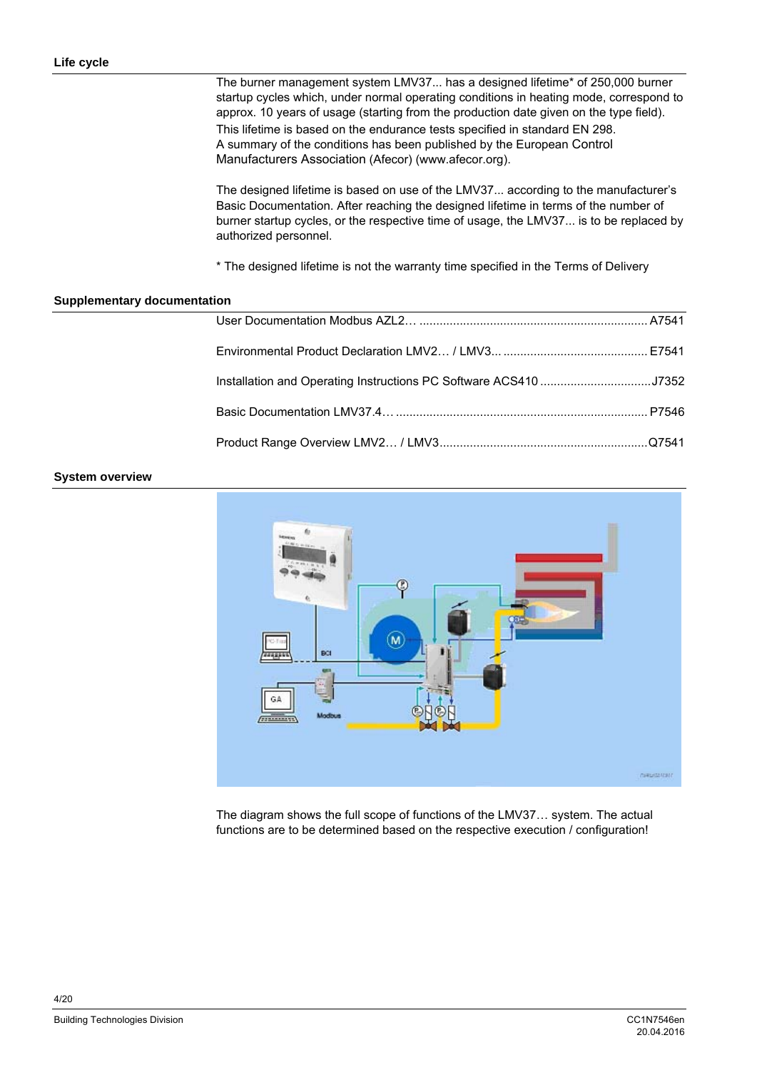## Life cycle

The burner management system LMV37... has a designed lifetime* of 250,000 burner startup cycles which, under normal operating conditions in heating mode, correspond to approx. 10 years of usage (starting from the production date given on the type field).
This lifetime is based on the endurance tests specified in standard EN 298.
A summary of the conditions has been published by the European Control Manufacturers Association (Afecor) (www.afecor.org).

The designed lifetime is based on use of the LMV37... according to the manufacturer's Basic Documentation. After reaching the designed lifetime in terms of the number of burner startup cycles, or the respective time of usage, the LMV37... is to be replaced by authorized personnel.

* The designed lifetime is not the warranty time specified in the Terms of Delivery

## Supplementary documentation

User Documentation Modbus AZL2… .................................................................... A7541

Environmental Product Declaration LMV2… / LMV3... ........................................... E7541

Installation and Operating Instructions PC Software ACS410 .................................J7352

Basic Documentation LMV37.4… ........................................................................... P7546

Product Range Overview LMV2… / LMV3..............................................................Q7541

## System overview

The diagram shows the full scope of functions of the LMV37… system. The actual functions are to be determined based on the respective execution / configuration!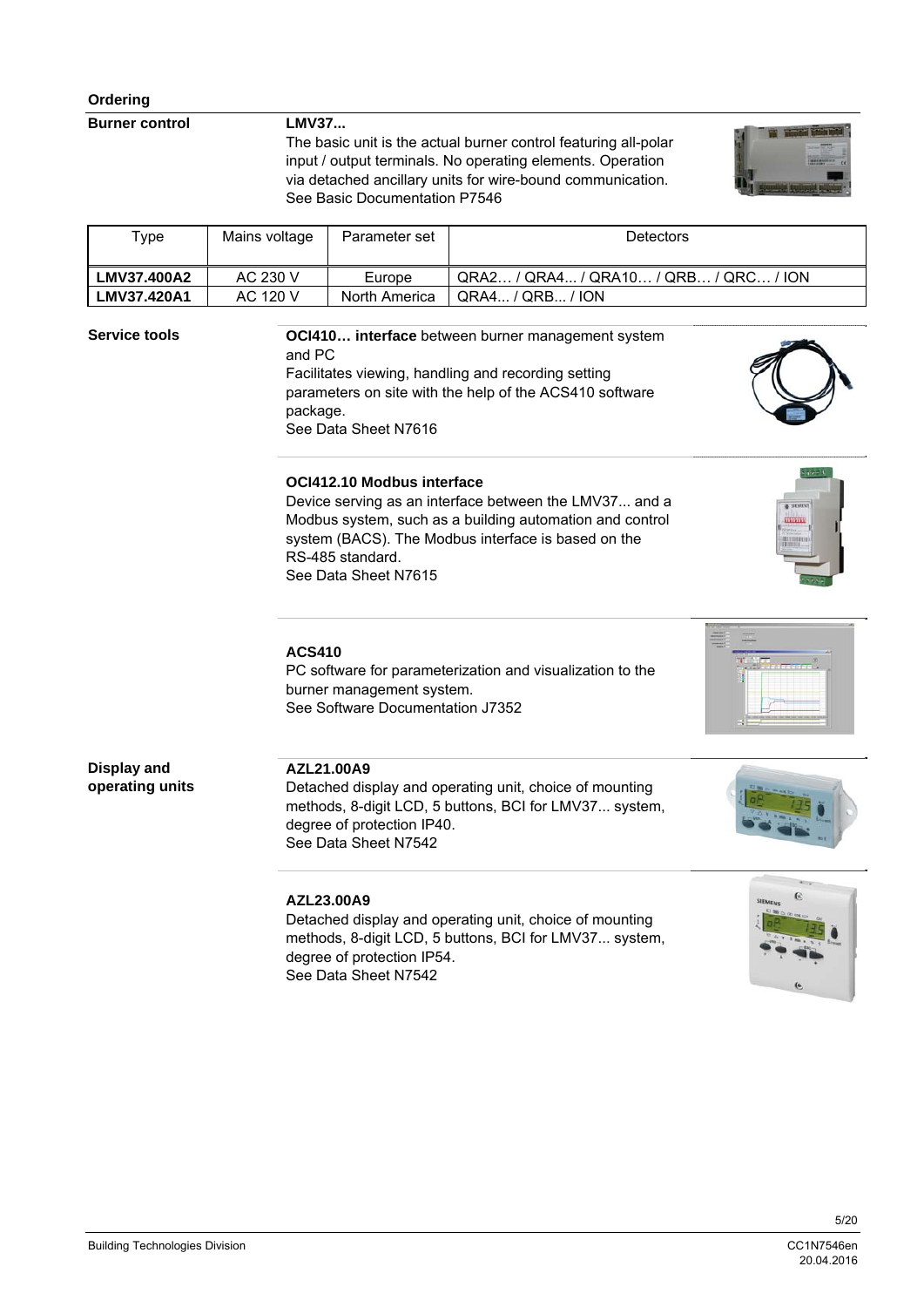## Ordering

### Burner control

**LMV37...**

The basic unit is the actual burner control featuring all-polar input / output terminals. No operating elements. Operation via detached ancillary units for wire-bound communication.
See Basic Documentation P7546

| Type | Mains voltage | Parameter set | Detectors |
|---|---|---|---|
| **LMV37.400A2** | AC 230 V | Europe | QRA2… / QRA4... / QRA10… / QRB… / QRC… / ION |
| **LMV37.420A1** | AC 120 V | North America | QRA4... / QRB... / ION |

### Service tools

**OCI410… interface** between burner management system and PC
Facilitates viewing, handling and recording setting parameters on site with the help of the ACS410 software package.
See Data Sheet N7616

**OCI412.10 Modbus interface**
Device serving as an interface between the LMV37... and a Modbus system, such as a building automation and control system (BACS). The Modbus interface is based on the RS-485 standard.
See Data Sheet N7615

**ACS410**
PC software for parameterization and visualization to the burner management system.
See Software Documentation J7352

### Display and operating units

**AZL21.00A9**
Detached display and operating unit, choice of mounting methods, 8-digit LCD, 5 buttons, BCI for LMV37... system, degree of protection IP40.
See Data Sheet N7542

**AZL23.00A9**
Detached display and operating unit, choice of mounting methods, 8-digit LCD, 5 buttons, BCI for LMV37... system, degree of protection IP54.
See Data Sheet N7542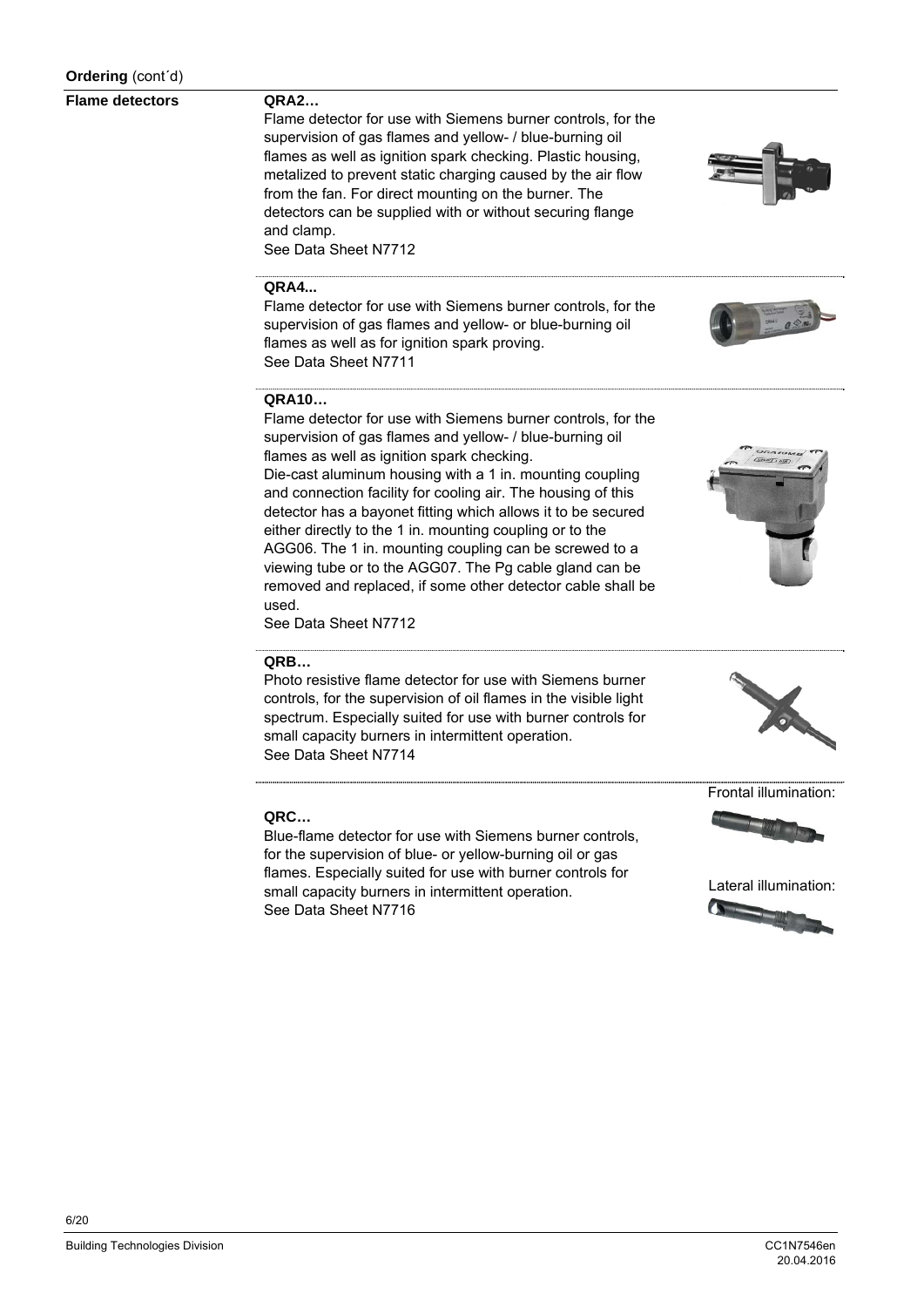**Ordering** (cont´d)

**Flame detectors**

**QRA2…**

Flame detector for use with Siemens burner controls, for the supervision of gas flames and yellow- / blue-burning oil flames as well as ignition spark checking. Plastic housing, metalized to prevent static charging caused by the air flow from the fan. For direct mounting on the burner. The detectors can be supplied with or without securing flange and clamp.
See Data Sheet N7712

**QRA4...**

Flame detector for use with Siemens burner controls, for the supervision of gas flames and yellow- or blue-burning oil flames as well as for ignition spark proving.
See Data Sheet N7711

**QRA10…**

Flame detector for use with Siemens burner controls, for the supervision of gas flames and yellow- / blue-burning oil flames as well as ignition spark checking.
Die-cast aluminum housing with a 1 in. mounting coupling and connection facility for cooling air. The housing of this detector has a bayonet fitting which allows it to be secured either directly to the 1 in. mounting coupling or to the AGG06. The 1 in. mounting coupling can be screwed to a viewing tube or to the AGG07. The Pg cable gland can be removed and replaced, if some other detector cable shall be used.
See Data Sheet N7712

**QRB…**

Photo resistive flame detector for use with Siemens burner controls, for the supervision of oil flames in the visible light spectrum. Especially suited for use with burner controls for small capacity burners in intermittent operation.
See Data Sheet N7714

**QRC…**

Blue-flame detector for use with Siemens burner controls, for the supervision of blue- or yellow-burning oil or gas flames. Especially suited for use with burner controls for small capacity burners in intermittent operation.
See Data Sheet N7716

Frontal illumination:

Lateral illumination: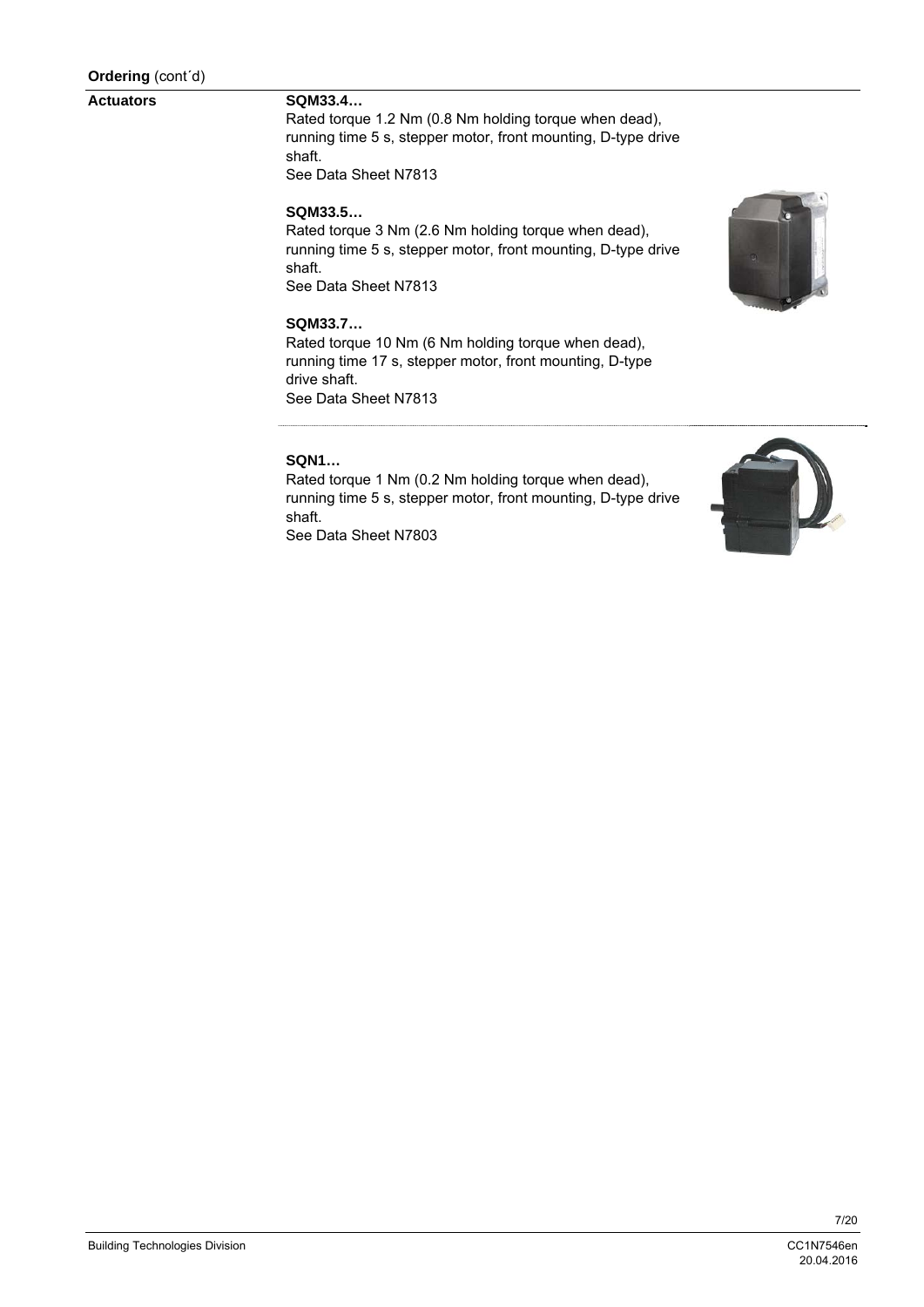**Ordering** (cont´d)

**Actuators**

**SQM33.4…**
Rated torque 1.2 Nm (0.8 Nm holding torque when dead), running time 5 s, stepper motor, front mounting, D-type drive shaft.
See Data Sheet N7813

**SQM33.5…**
Rated torque 3 Nm (2.6 Nm holding torque when dead), running time 5 s, stepper motor, front mounting, D-type drive shaft.
See Data Sheet N7813

**SQM33.7…**
Rated torque 10 Nm (6 Nm holding torque when dead), running time 17 s, stepper motor, front mounting, D-type drive shaft.
See Data Sheet N7813

**SQN1…**
Rated torque 1 Nm (0.2 Nm holding torque when dead), running time 5 s, stepper motor, front mounting, D-type drive shaft.
See Data Sheet N7803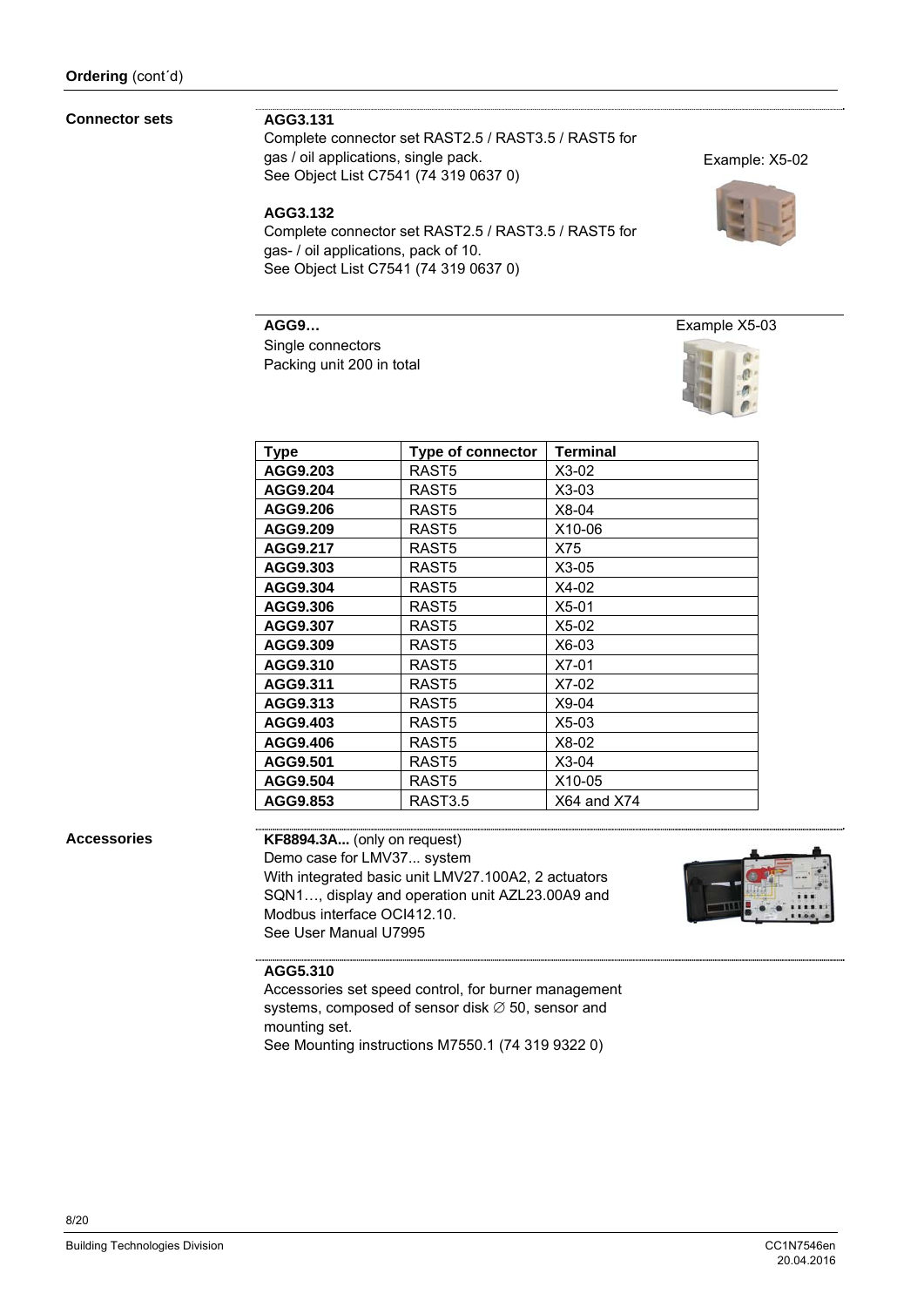**Ordering** (cont´d)

### Connector sets

**AGG3.131**
Complete connector set RAST2.5 / RAST3.5 / RAST5 for gas / oil applications, single pack.
See Object List C7541 (74 319 0637 0)

Example: X5-02

**AGG3.132**
Complete connector set RAST2.5 / RAST3.5 / RAST5 for gas- / oil applications, pack of 10.
See Object List C7541 (74 319 0637 0)

**AGG9…**
Single connectors
Packing unit 200 in total

Example X5-03

| Type | Type of connector | Terminal |
|---|---|---|
| **AGG9.203** | RAST5 | X3-02 |
| **AGG9.204** | RAST5 | X3-03 |
| **AGG9.206** | RAST5 | X8-04 |
| **AGG9.209** | RAST5 | X10-06 |
| **AGG9.217** | RAST5 | X75 |
| **AGG9.303** | RAST5 | X3-05 |
| **AGG9.304** | RAST5 | X4-02 |
| **AGG9.306** | RAST5 | X5-01 |
| **AGG9.307** | RAST5 | X5-02 |
| **AGG9.309** | RAST5 | X6-03 |
| **AGG9.310** | RAST5 | X7-01 |
| **AGG9.311** | RAST5 | X7-02 |
| **AGG9.313** | RAST5 | X9-04 |
| **AGG9.403** | RAST5 | X5-03 |
| **AGG9.406** | RAST5 | X8-02 |
| **AGG9.501** | RAST5 | X3-04 |
| **AGG9.504** | RAST5 | X10-05 |
| **AGG9.853** | RAST3.5 | X64 and X74 |

### Accessories

**KF8894.3A...** (only on request)
Demo case for LMV37... system
With integrated basic unit LMV27.100A2, 2 actuators SQN1…, display and operation unit AZL23.00A9 and Modbus interface OCI412.10.
See User Manual U7995

**AGG5.310**
Accessories set speed control, for burner management systems, composed of sensor disk ∅ 50, sensor and mounting set.
See Mounting instructions M7550.1 (74 319 9322 0)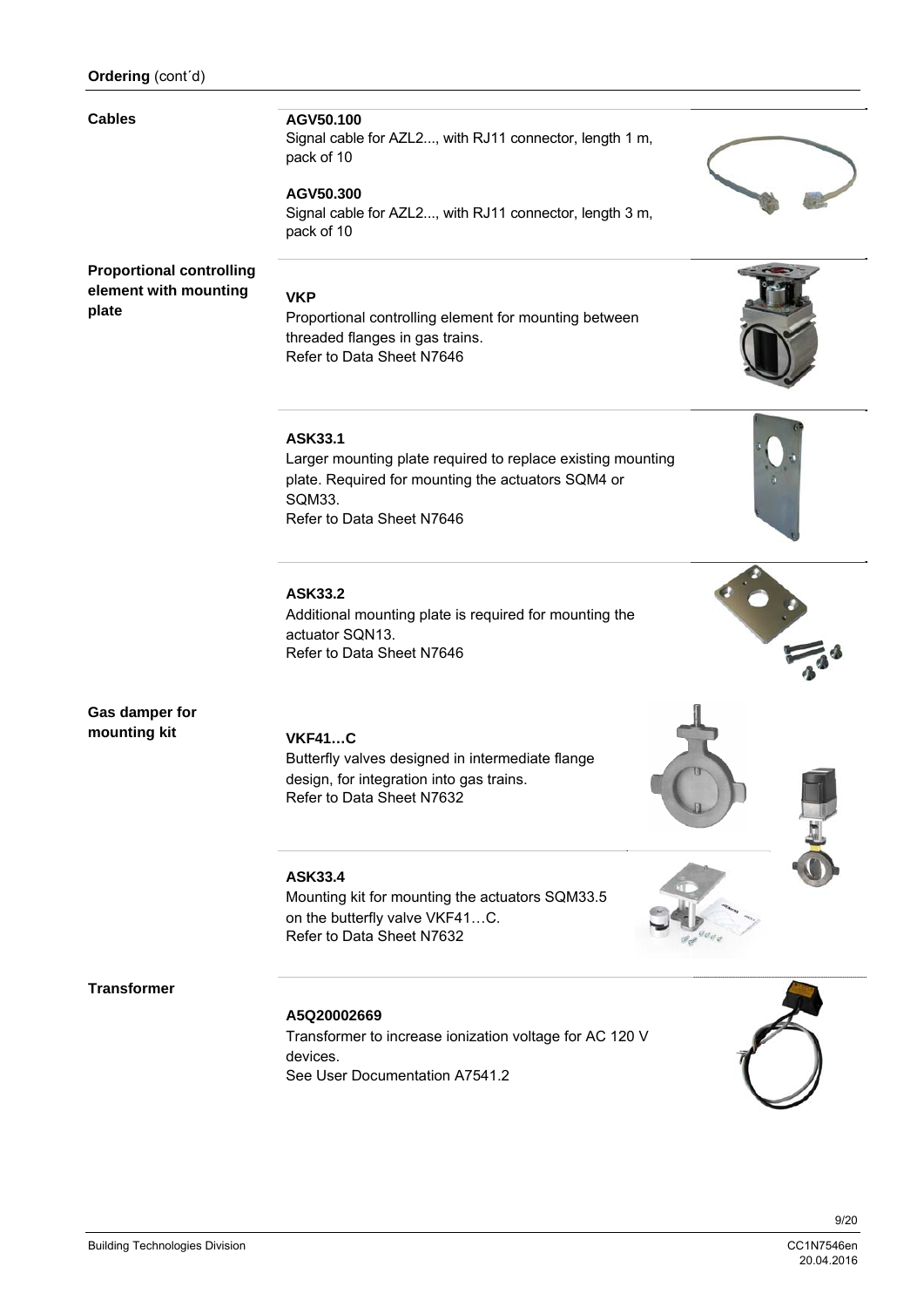## Ordering (cont´d)

### Cables

**AGV50.100**
Signal cable for AZL2..., with RJ11 connector, length 1 m, pack of 10

**AGV50.300**
Signal cable for AZL2..., with RJ11 connector, length 3 m, pack of 10

### Proportional controlling element with mounting plate

**VKP**
Proportional controlling element for mounting between threaded flanges in gas trains.
Refer to Data Sheet N7646

**ASK33.1**
Larger mounting plate required to replace existing mounting plate. Required for mounting the actuators SQM4 or SQM33.
Refer to Data Sheet N7646

**ASK33.2**
Additional mounting plate is required for mounting the actuator SQN13.
Refer to Data Sheet N7646

### Gas damper for mounting kit

**VKF41…C**
Butterfly valves designed in intermediate flange design, for integration into gas trains.
Refer to Data Sheet N7632

**ASK33.4**
Mounting kit for mounting the actuators SQM33.5 on the butterfly valve VKF41…C.
Refer to Data Sheet N7632

### Transformer

**A5Q20002669**
Transformer to increase ionization voltage for AC 120 V devices.
See User Documentation A7541.2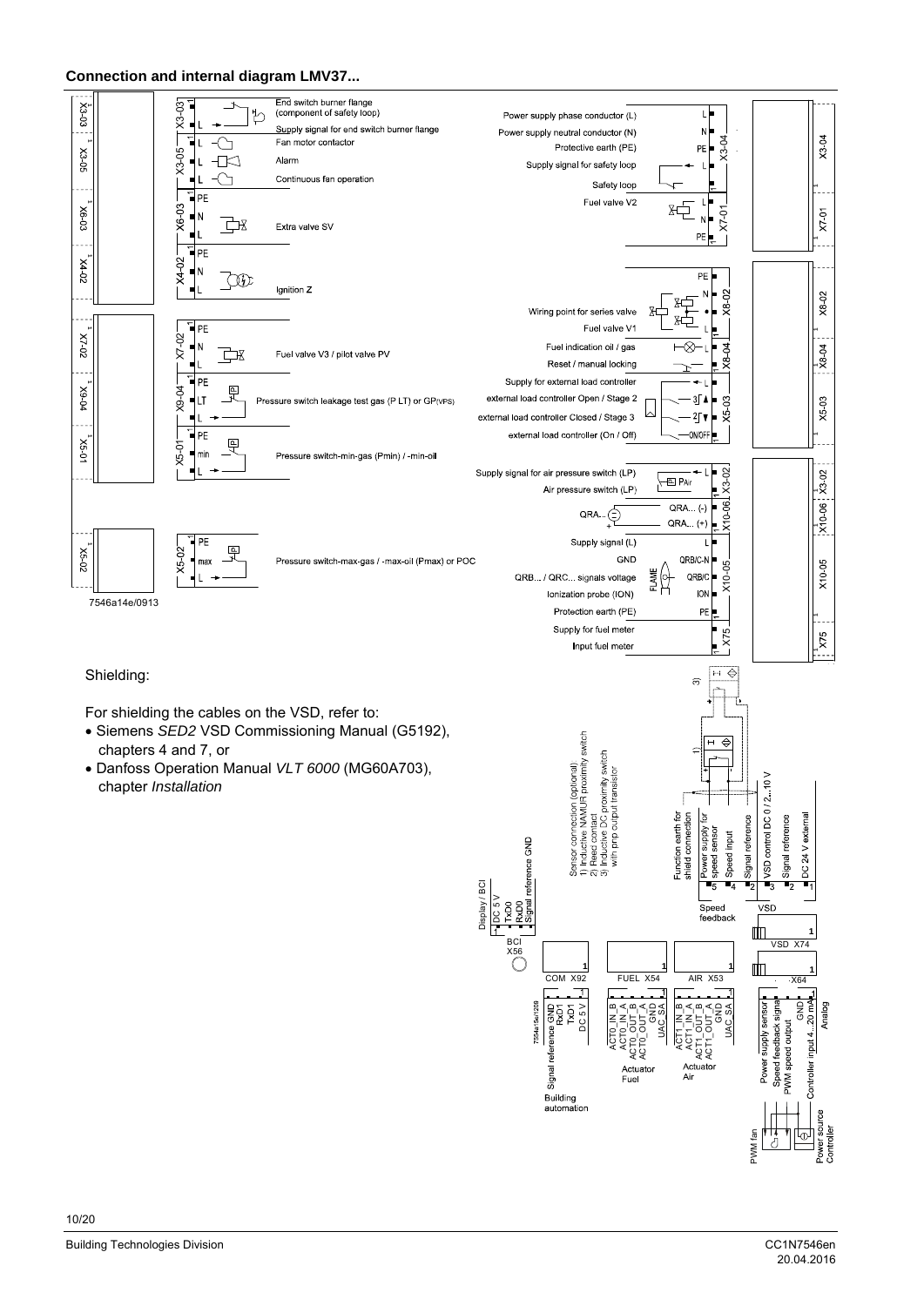## Connection and internal diagram LMV37...

X3-03 — End switch burner flange (component of safety loop); Supply signal for end switch burner flange

X3-05 — Fan motor contactor; Alarm; Continuous fan operation

X6-03 — Extra valve SV

X4-02 — Ignition Z

X7-02 — Fuel valve V3 / pilot valve PV

X9-04 — Pressure switch leakage test gas (P LT) or GP(VPS)

X5-01 — Pressure switch-min-gas (Pmin) / -min-oil

X5-02 — Pressure switch-max-gas / -max-oil (Pmax) or POC

X3-04 — Power supply phase conductor (L); Power supply neutral conductor (N); Protective earth (PE); Supply signal for safety loop; Safety loop

X7-01 — Fuel valve V2

X8-02 — Wiring point for series valve; Fuel valve V1

X8-04 — Fuel indication oil / gas; Reset / manual locking

X5-03 — Supply for external load controller; external load controller Open / Stage 2; external load controller Closed / Stage 3; external load controller (On / Off)

X3-02 — Supply signal for air pressure switch (LP); Air pressure switch (LP)

X10-06 — QRA... (-); QRA... (+)

X10-05 — Supply signal (L); GND; QRB... / QRC... signals voltage; Ionization probe (ION); Protection earth (PE)

X75 — Supply for fuel meter; Input fuel meter

Display / BCI (X56): DC 5 V; TxD0; RxD0; Signal reference GND

COM X92 (Building automation): Signal reference GND; RxD1; TxD1; DC 5 V

FUEL X54 (Actuator Fuel): ACT0_IN_B; ACT0_IN_A; ACT0_OUT_B; ACT0_OUT_A; GND; UAC_SA

AIR X53 (Actuator Air): ACT1_IN_B; ACT1_IN_A; ACT1_OUT_B; ACT1_OUT_A; GND; UAC_SA

Speed feedback: Sensor connection (optional): 1) Inductive NAMUR proximity switch; 2) Reed contact; 3) Inductive DC proximity switch with pnp output transistor; Function earth for shield connection; Power supply for speed sensor; Speed input; Signal reference

VSD (VSD X74): VSD control DC 0 / 2...10 V; Signal reference; DC 24 V external

X64 (Analog): Power supply sensor; Speed feedback signal; PWM speed output; GND; Controller input 4...20 mA — PWM fan; Power source Controller

7546a14e/0913

Shielding:

For shielding the cables on the VSD, refer to:

- Siemens *SED2* VSD Commissioning Manual (G5192), chapters 4 and 7, or
- Danfoss Operation Manual *VLT 6000* (MG60A703), chapter *Installation*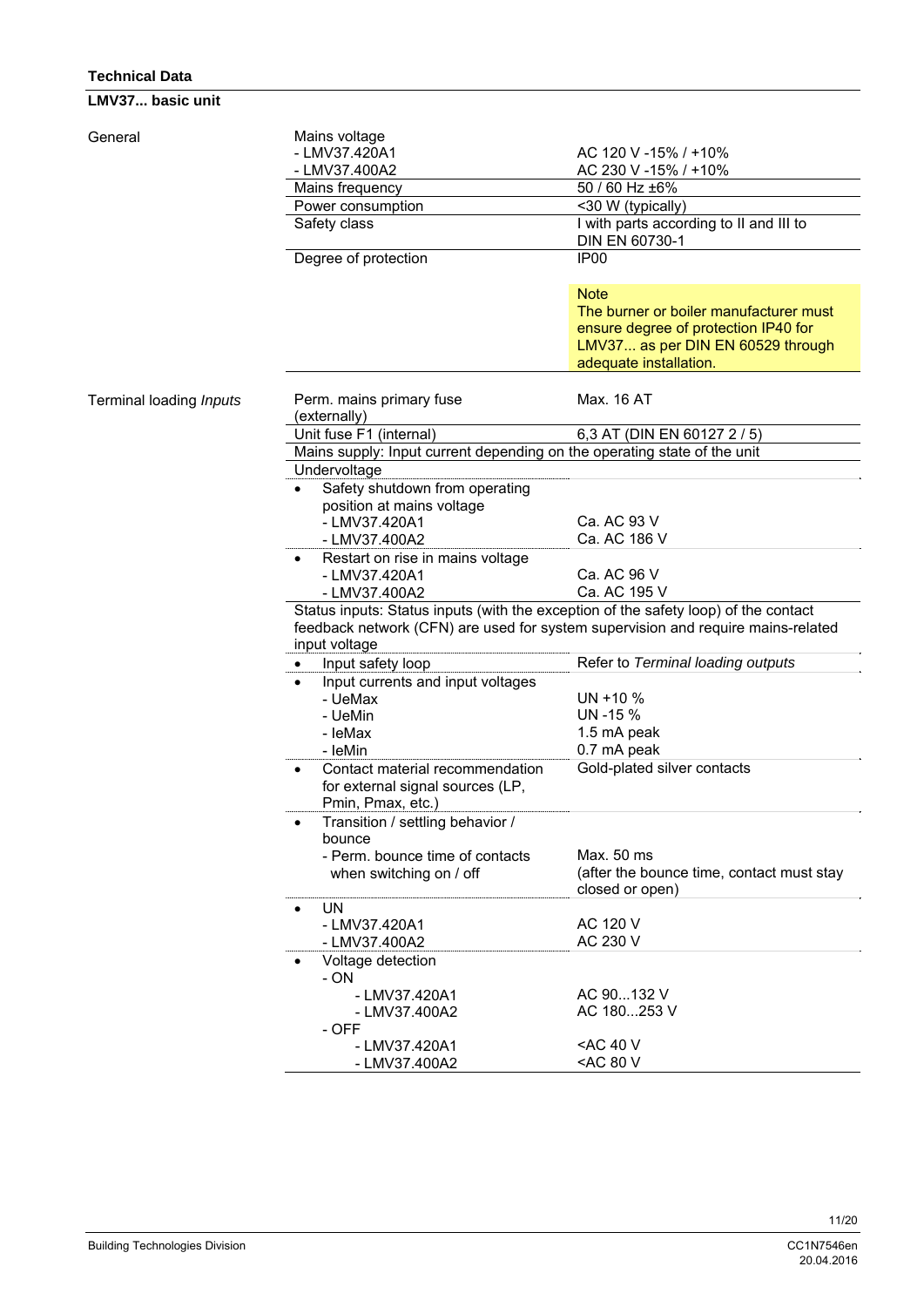## Technical Data

### LMV37... basic unit

| | | |
|---|---|---|
| General | Mains voltage<br>- LMV37.420A1<br>- LMV37.400A2 | <br>AC 120 V -15% / +10%<br>AC 230 V -15% / +10% |
| | Mains frequency | 50 / 60 Hz ±6% |
| | Power consumption | <30 W (typically) |
| | Safety class | I with parts according to II and III to DIN EN 60730-1 |
| | Degree of protection | IP00<br><br>**Note**<br>The burner or boiler manufacturer must ensure degree of protection IP40 for LMV37... as per DIN EN 60529 through adequate installation. |
| Terminal loading *Inputs* | Perm. mains primary fuse (externally) | Max. 16 AT |
| | Unit fuse F1 (internal) | 6,3 AT (DIN EN 60127 2 / 5) |
| | Mains supply: Input current depending on the operating state of the unit | |
| | Undervoltage | |
| | • Safety shutdown from operating position at mains voltage<br>- LMV37.420A1<br>- LMV37.400A2 | <br><br>Ca. AC 93 V<br>Ca. AC 186 V |
| | • Restart on rise in mains voltage<br>- LMV37.420A1<br>- LMV37.400A2 | <br>Ca. AC 96 V<br>Ca. AC 195 V |
| | Status inputs: Status inputs (with the exception of the safety loop) of the contact feedback network (CFN) are used for system supervision and require mains-related input voltage | |
| | • Input safety loop | Refer to *Terminal loading outputs* |
| | • Input currents and input voltages<br>- UeMax<br>- UeMin<br>- IeMax<br>- IeMin | <br>UN +10 %<br>UN -15 %<br>1.5 mA peak<br>0.7 mA peak |
| | • Contact material recommendation for external signal sources (LP, Pmin, Pmax, etc.) | Gold-plated silver contacts |
| | • Transition / settling behavior / bounce<br>- Perm. bounce time of contacts when switching on / off | <br><br>Max. 50 ms<br>(after the bounce time, contact must stay closed or open) |
| | • UN<br>- LMV37.420A1<br>- LMV37.400A2 | <br>AC 120 V<br>AC 230 V |
| | • Voltage detection<br>- ON<br>- LMV37.420A1<br>- LMV37.400A2<br>- OFF<br>- LMV37.420A1<br>- LMV37.400A2 | <br><br>AC 90...132 V<br>AC 180...253 V<br><br><AC 40 V<br><AC 80 V |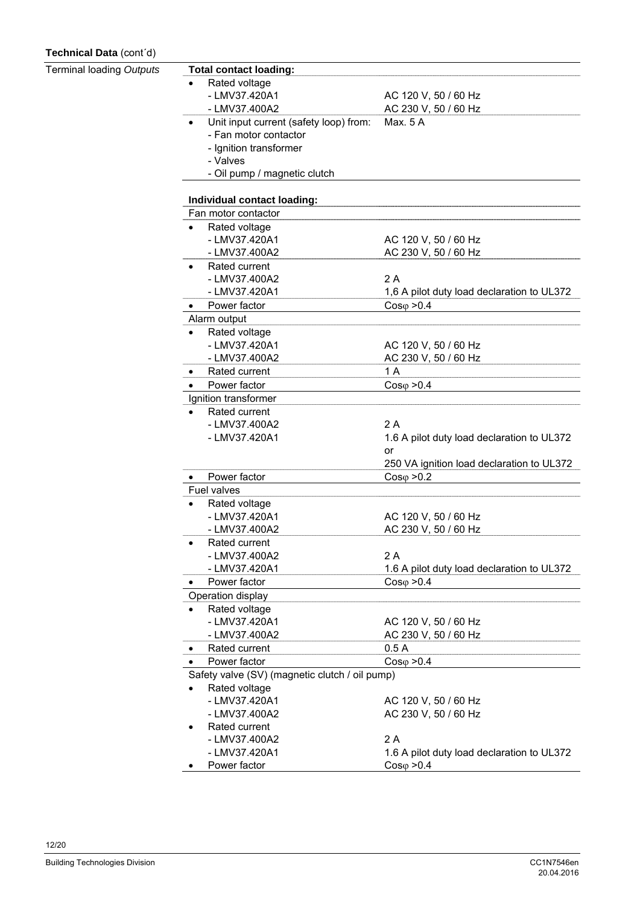**Technical Data** (cont´d)

| Terminal loading *Outputs* | **Total contact loading:** | |
|---|---|---|
| | • Rated voltage | |
| | - LMV37.420A1 | AC 120 V, 50 / 60 Hz |
| | - LMV37.400A2 | AC 230 V, 50 / 60 Hz |
| | • Unit input current (safety loop) from: | Max. 5 A |
| | - Fan motor contactor | |
| | - Ignition transformer | |
| | - Valves | |
| | - Oil pump / magnetic clutch | |

**Individual contact loading:**

| Fan motor contactor | |
|---|---|
| • Rated voltage | |
| - LMV37.420A1 | AC 120 V, 50 / 60 Hz |
| - LMV37.400A2 | AC 230 V, 50 / 60 Hz |
| • Rated current | |
| - LMV37.400A2 | 2 A |
| - LMV37.420A1 | 1,6 A pilot duty load declaration to UL372 |
| • Power factor | Cosφ >0.4 |

| Alarm output | |
|---|---|
| • Rated voltage | |
| - LMV37.420A1 | AC 120 V, 50 / 60 Hz |
| - LMV37.400A2 | AC 230 V, 50 / 60 Hz |
| • Rated current | 1 A |
| • Power factor | Cosφ >0.4 |

| Ignition transformer | |
|---|---|
| • Rated current | |
| - LMV37.400A2 | 2 A |
| - LMV37.420A1 | 1.6 A pilot duty load declaration to UL372<br>or<br>250 VA ignition load declaration to UL372 |
| • Power factor | Cosφ >0.2 |

| Fuel valves | |
|---|---|
| • Rated voltage | |
| - LMV37.420A1 | AC 120 V, 50 / 60 Hz |
| - LMV37.400A2 | AC 230 V, 50 / 60 Hz |
| • Rated current | |
| - LMV37.400A2 | 2 A |
| - LMV37.420A1 | 1.6 A pilot duty load declaration to UL372 |
| • Power factor | Cosφ >0.4 |

| Operation display | |
|---|---|
| • Rated voltage | |
| - LMV37.420A1 | AC 120 V, 50 / 60 Hz |
| - LMV37.400A2 | AC 230 V, 50 / 60 Hz |
| • Rated current | 0.5 A |
| • Power factor | Cosφ >0.4 |

| Safety valve (SV) (magnetic clutch / oil pump) | |
|---|---|
| • Rated voltage | |
| - LMV37.420A1 | AC 120 V, 50 / 60 Hz |
| - LMV37.400A2 | AC 230 V, 50 / 60 Hz |
| • Rated current | |
| - LMV37.400A2 | 2 A |
| - LMV37.420A1 | 1.6 A pilot duty load declaration to UL372 |
| • Power factor | Cosφ >0.4 |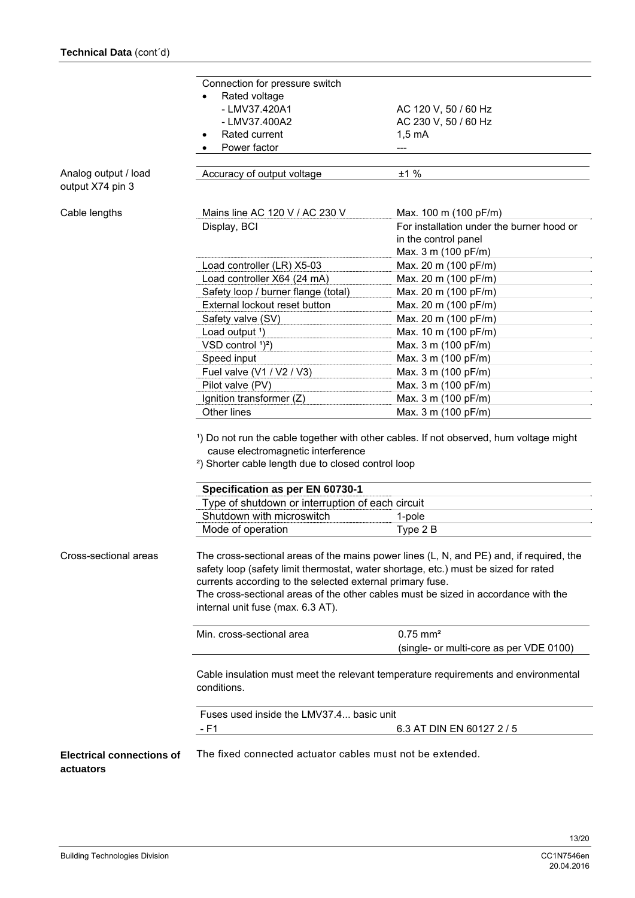**Technical Data** (cont´d)

| Connection for pressure switch | |
|---|---|
| • Rated voltage | |
| - LMV37.420A1 | AC 120 V, 50 / 60 Hz |
| - LMV37.400A2 | AC 230 V, 50 / 60 Hz |
| • Rated current | 1,5 mA |
| • Power factor | --- |

**Analog output / load output X74 pin 3**

| Accuracy of output voltage | ±1 % |
|---|---|

**Cable lengths**

| Mains line AC 120 V / AC 230 V | Max. 100 m (100 pF/m) |
|---|---|
| Display, BCI | For installation under the burner hood or in the control panel<br>Max. 3 m (100 pF/m) |
| Load controller (LR) X5-03 | Max. 20 m (100 pF/m) |
| Load controller X64 (24 mA) | Max. 20 m (100 pF/m) |
| Safety loop / burner flange (total) | Max. 20 m (100 pF/m) |
| External lockout reset button | Max. 20 m (100 pF/m) |
| Safety valve (SV) | Max. 20 m (100 pF/m) |
| Load output [1] | Max. 10 m (100 pF/m) |
| VSD control [1][2] | Max. 3 m (100 pF/m) |
| Speed input | Max. 3 m (100 pF/m) |
| Fuel valve (V1 / V2 / V3) | Max. 3 m (100 pF/m) |
| Pilot valve (PV) | Max. 3 m (100 pF/m) |
| Ignition transformer (Z) | Max. 3 m (100 pF/m) |
| Other lines | Max. 3 m (100 pF/m) |

[1]) Do not run the cable together with other cables. If not observed, hum voltage might cause electromagnetic interference

[2]) Shorter cable length due to closed control loop

| **Specification as per EN 60730-1** | |
|---|---|
| Type of shutdown or interruption of each circuit | |
| Shutdown with microswitch | 1-pole |
| Mode of operation | Type 2 B |

**Cross-sectional areas**

The cross-sectional areas of the mains power lines (L, N, and PE) and, if required, the safety loop (safety limit thermostat, water shortage, etc.) must be sized for rated currents according to the selected external primary fuse.
The cross-sectional areas of the other cables must be sized in accordance with the internal unit fuse (max. 6.3 AT).

| Min. cross-sectional area | 0.75 mm²<br>(single- or multi-core as per VDE 0100) |
|---|---|

Cable insulation must meet the relevant temperature requirements and environmental conditions.

| Fuses used inside the LMV37.4... basic unit | |
|---|---|
| - F1 | 6.3 AT DIN EN 60127 2 / 5 |

**Electrical connections of actuators**

The fixed connected actuator cables must not be extended.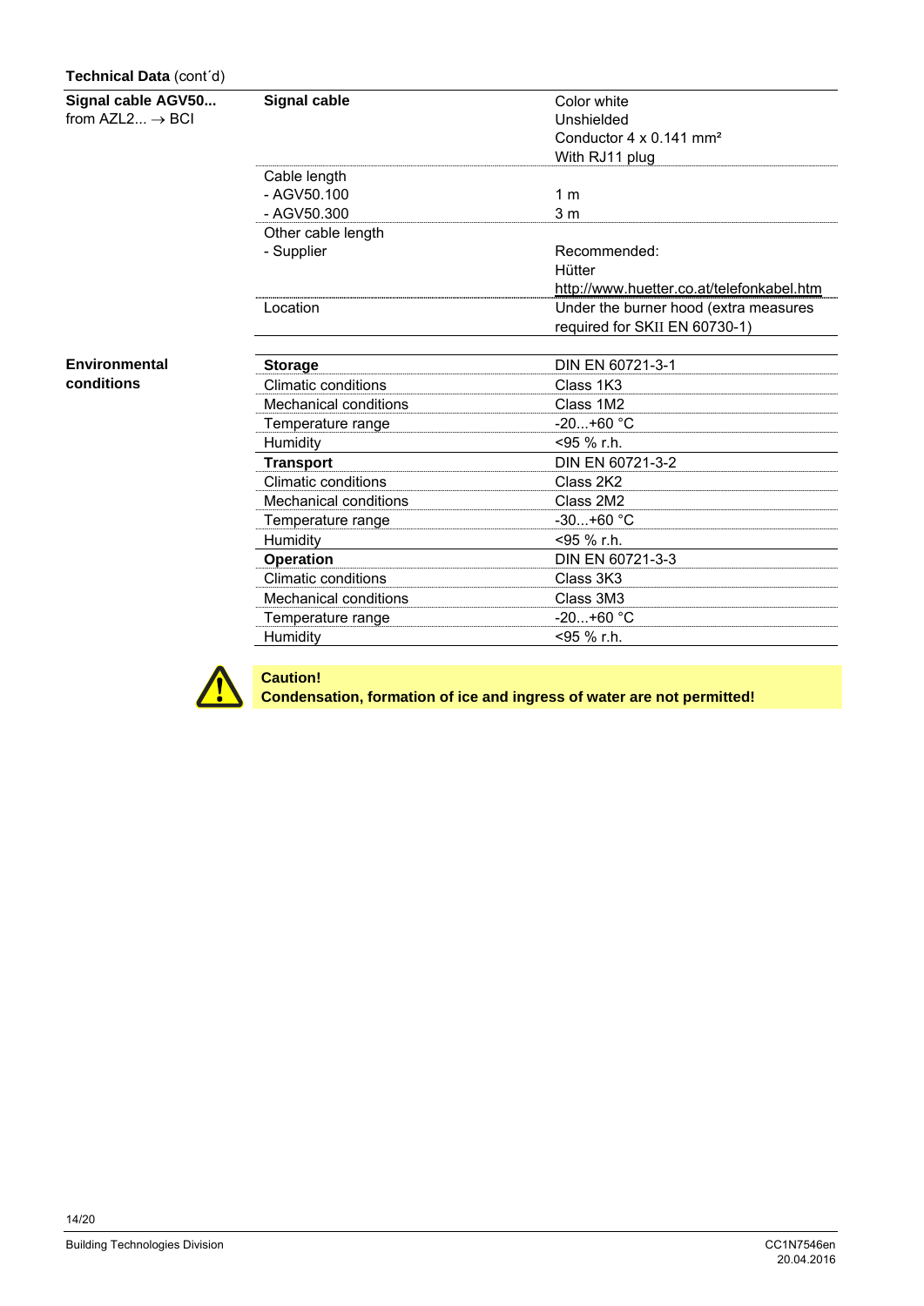**Technical Data** (cont´d)

| | | |
|---|---|---|
| **Signal cable AGV50...** from AZL2... → BCI | **Signal cable** | Color white<br>Unshielded<br>Conductor 4 x 0.141 mm²<br>With RJ11 plug |
| | Cable length<br>- AGV50.100<br>- AGV50.300 | <br>1 m<br>3 m |
| | Other cable length<br>- Supplier | <br>Recommended:<br>Hütter<br>http://www.huetter.co.at/telefonkabel.htm |
| | Location | Under the burner hood (extra measures required for SKII EN 60730-1) |

| | | |
|---|---|---|
| **Environmental conditions** | **Storage** | DIN EN 60721-3-1 |
| | Climatic conditions | Class 1K3 |
| | Mechanical conditions | Class 1M2 |
| | Temperature range | -20...+60 °C |
| | Humidity | <95 % r.h. |
| | **Transport** | DIN EN 60721-3-2 |
| | Climatic conditions | Class 2K2 |
| | Mechanical conditions | Class 2M2 |
| | Temperature range | -30...+60 °C |
| | Humidity | <95 % r.h. |
| | **Operation** | DIN EN 60721-3-3 |
| | Climatic conditions | Class 3K3 |
| | Mechanical conditions | Class 3M3 |
| | Temperature range | -20...+60 °C |
| | Humidity | <95 % r.h. |

**Caution!**
**Condensation, formation of ice and ingress of water are not permitted!**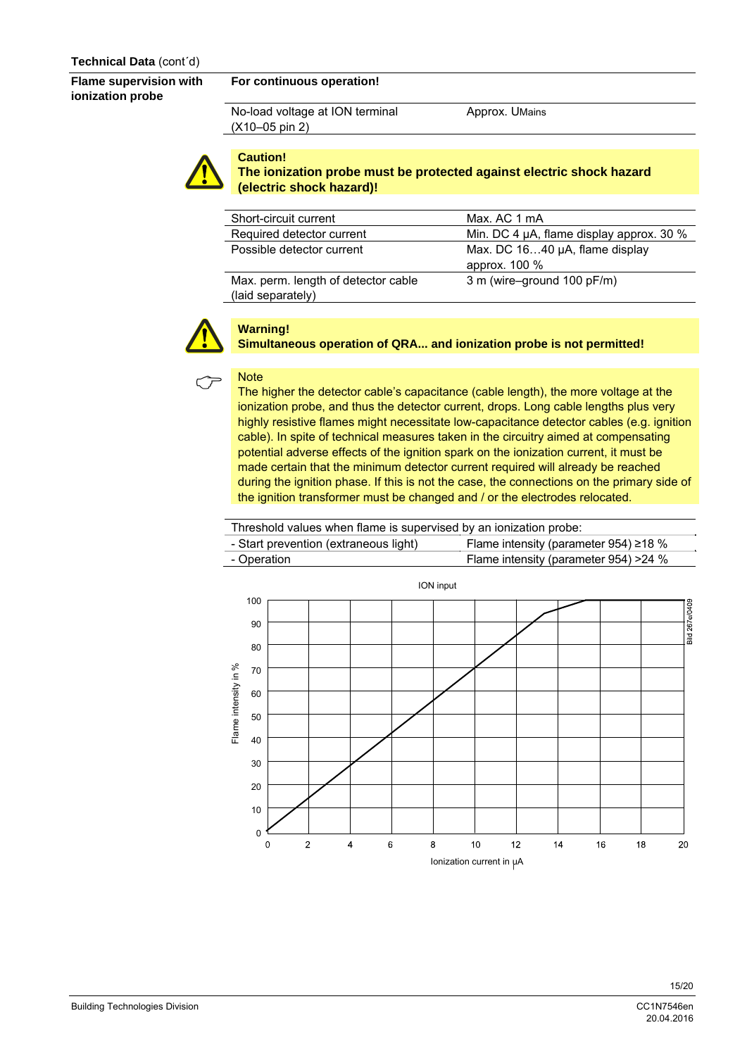**Technical Data** (cont´d)

**Flame supervision with ionization probe**

**For continuous operation!**

| | |
|---|---|
| No-load voltage at ION terminal (X10–05 pin 2) | Approx. $U_{Mains}$ |

**Caution!**
**The ionization probe must be protected against electric shock hazard (electric shock hazard)!**

| | |
|---|---|
| Short-circuit current | Max. AC 1 mA |
| Required detector current | Min. DC 4 µA, flame display approx. 30 % |
| Possible detector current | Max. DC 16…40 µA, flame display approx. 100 % |
| Max. perm. length of detector cable (laid separately) | 3 m (wire–ground 100 pF/m) |

**Warning!**
**Simultaneous operation of QRA... and ionization probe is not permitted!**

Note
The higher the detector cable's capacitance (cable length), the more voltage at the ionization probe, and thus the detector current, drops. Long cable lengths plus very highly resistive flames might necessitate low-capacitance detector cables (e.g. ignition cable). In spite of technical measures taken in the circuitry aimed at compensating potential adverse effects of the ignition spark on the ionization current, it must be made certain that the minimum detector current required will already be reached during the ignition phase. If this is not the case, the connections on the primary side of the ignition transformer must be changed and / or the electrodes relocated.

| Threshold values when flame is supervised by an ionization probe: | |
|---|---|
| - Start prevention (extraneous light) | Flame intensity (parameter 954) ≥18 % |
| - Operation | Flame intensity (parameter 954) >24 % |

ION input

Flame intensity in % (0–100) versus Ionization current in µA (0–20)

Bild 267e/0409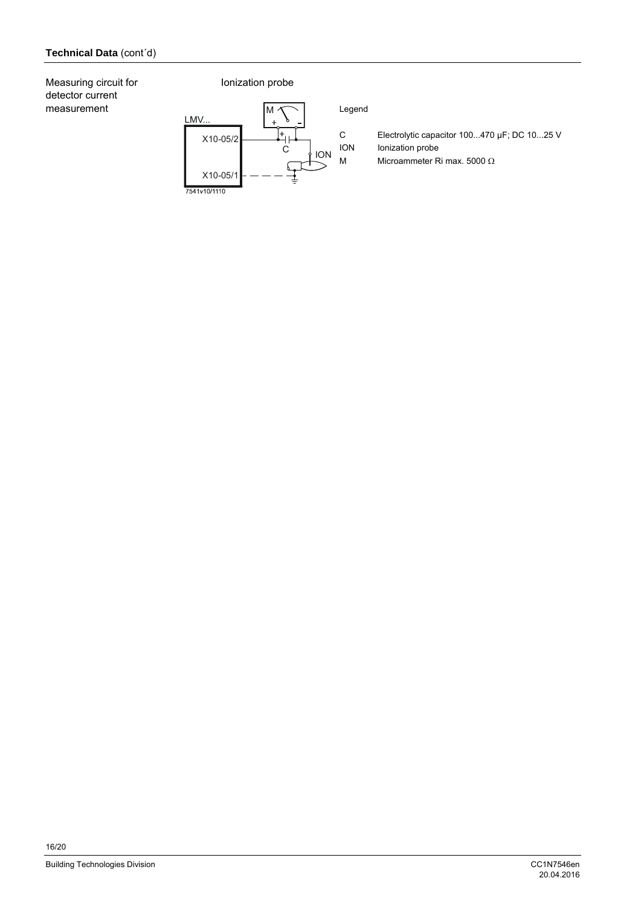**Technical Data** (cont´d)

Measuring circuit for detector current measurement

Ionization probe

LMV...

X10-05/2

X10-05/1

M

C

ION

7541v10/1110

Legend

| | |
|---|---|
| C | Electrolytic capacitor 100...470 µF; DC 10...25 V |
| ION | Ionization probe |
| M | Microammeter Ri max. 5000 Ω |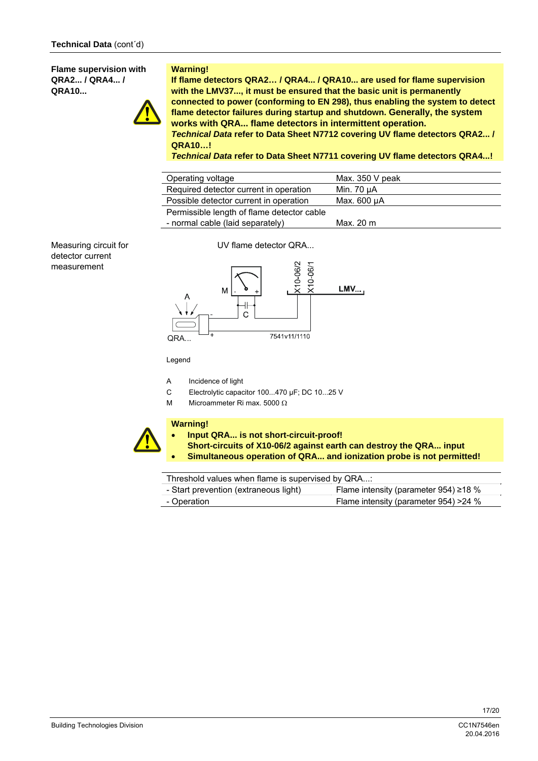**Technical Data** (cont´d)

**Flame supervision with QRA2... / QRA4... / QRA10...**

**Warning!**

**If flame detectors QRA2… / QRA4... / QRA10... are used for flame supervision with the LMV37..., it must be ensured that the basic unit is permanently connected to power (conforming to EN 298), thus enabling the system to detect flame detector failures during startup and shutdown. Generally, the system works with QRA... flame detectors in intermittent operation.**

***Technical Data* refer to Data Sheet N7712 covering UV flame detectors QRA2... / QRA10…!**

***Technical Data* refer to Data Sheet N7711 covering UV flame detectors QRA4...!**

| | |
|---|---|
| Operating voltage | Max. 350 V peak |
| Required detector current in operation | Min. 70 µA |
| Possible detector current in operation | Max. 600 µA |
| Permissible length of flame detector cable<br>- normal cable (laid separately) | <br>Max. 20 m |

Measuring circuit for detector current measurement

UV flame detector QRA...

M, A, C, QRA..., X10-06/2, X10-06/1, LMV..., 7541v11/1110

Legend

A Incidence of light

C Electrolytic capacitor 100...470 µF; DC 10...25 V

M Microammeter Ri max. 5000 Ω

**Warning!**

- **Input QRA... is not short-circuit-proof!**
  **Short-circuits of X10-06/2 against earth can destroy the QRA... input**
- **Simultaneous operation of QRA... and ionization probe is not permitted!**

| Threshold values when flame is supervised by QRA...: | |
|---|---|
| - Start prevention (extraneous light) | Flame intensity (parameter 954) ≥18 % |
| - Operation | Flame intensity (parameter 954) >24 % |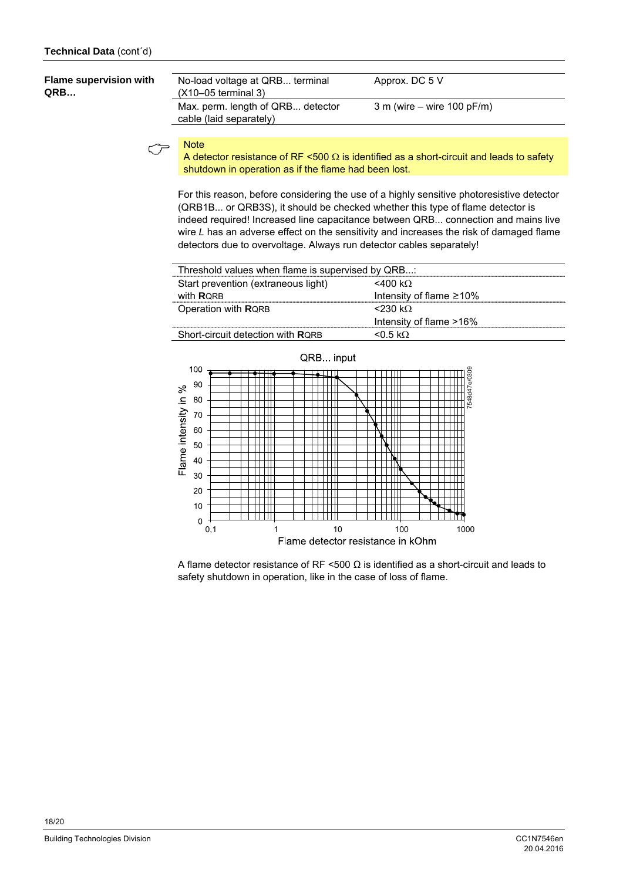**Technical Data** (cont´d)

**Flame supervision with QRB…**

| | |
|---|---|
| No-load voltage at QRB... terminal (X10–05 terminal 3) | Approx. DC 5 V |
| Max. perm. length of QRB... detector cable (laid separately) | 3 m (wire – wire 100 pF/m) |

**Note**
A detector resistance of RF <500 Ω is identified as a short-circuit and leads to safety shutdown in operation as if the flame had been lost.

For this reason, before considering the use of a highly sensitive photoresistive detector (QRB1B... or QRB3S), it should be checked whether this type of flame detector is indeed required! Increased line capacitance between QRB... connection and mains live wire *L* has an adverse effect on the sensitivity and increases the risk of damaged flame detectors due to overvoltage. Always run detector cables separately!

| Threshold values when flame is supervised by QRB...: | |
|---|---|
| Start prevention (extraneous light) with **R**QRB | <400 kΩ<br>Intensity of flame ≥10% |
| Operation with **R**QRB | <230 kΩ<br>Intensity of flame >16% |
| Short-circuit detection with **R**QRB | <0.5 kΩ |

QRB... input

Flame intensity in % / Flame detector resistance in kOhm

7548d47e/0309

A flame detector resistance of RF <500 Ω is identified as a short-circuit and leads to safety shutdown in operation, like in the case of loss of flame.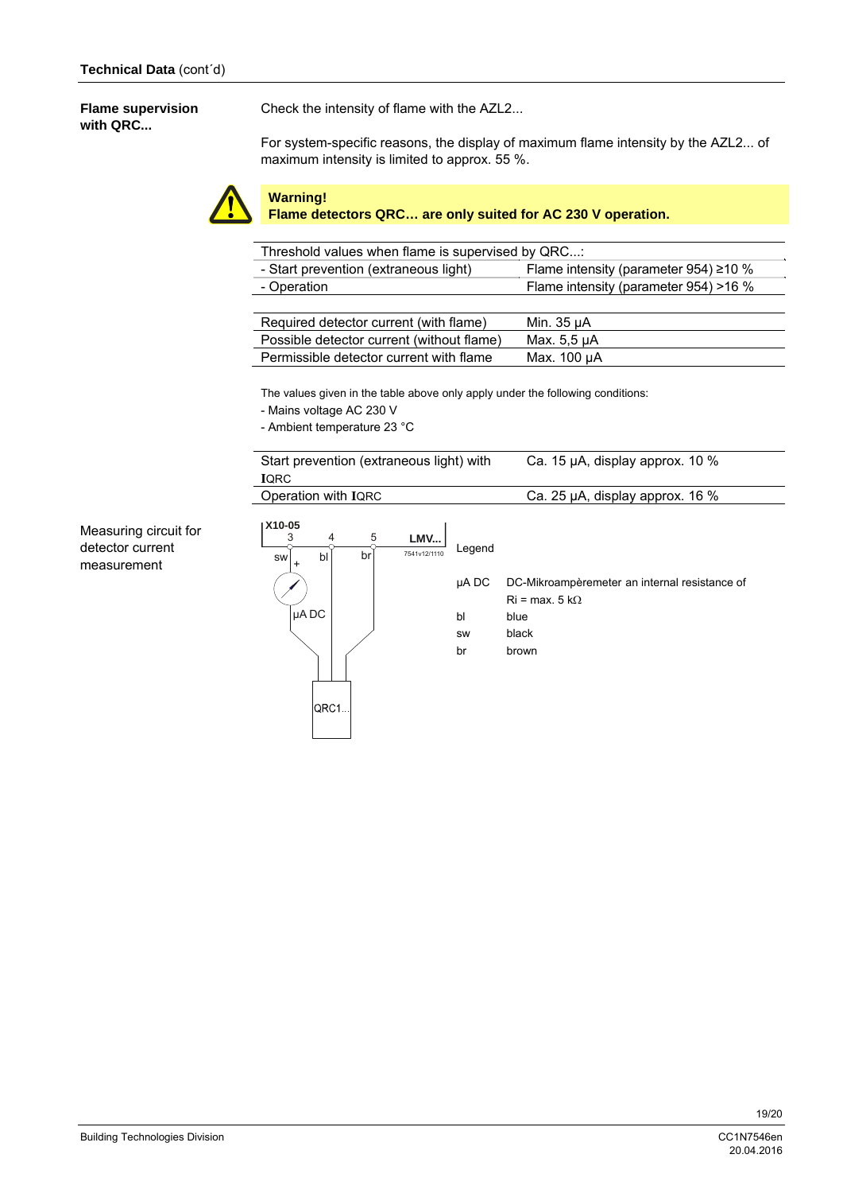**Technical Data** (cont´d)

**Flame supervision with QRC...**

Check the intensity of flame with the AZL2...

For system-specific reasons, the display of maximum flame intensity by the AZL2... of maximum intensity is limited to approx. 55 %.

**Warning!**
**Flame detectors QRC… are only suited for AC 230 V operation.**

| Threshold values when flame is supervised by QRC...: | |
|---|---|
| - Start prevention (extraneous light) | Flame intensity (parameter 954) ≥10 % |
| - Operation | Flame intensity (parameter 954) >16 % |

| | |
|---|---|
| Required detector current (with flame) | Min. 35 µA |
| Possible detector current (without flame) | Max. 5,5 µA |
| Permissible detector current with flame | Max. 100 µA |

The values given in the table above only apply under the following conditions:
- Mains voltage AC 230 V
- Ambient temperature 23 °C

| | |
|---|---|
| Start prevention (extraneous light) with IQRC | Ca. 15 µA, display approx. 10 % |
| Operation with IQRC | Ca. 25 µA, display approx. 16 % |

Measuring circuit for detector current measurement

X10-05 3 4 5 LMV...
sw + bl br
µA DC
QRC1...
7541v12/1110

Legend

| | |
|---|---|
| µA DC | DC-Mikroampèremeter an internal resistance of Ri = max. 5 kΩ |
| bl | blue |
| sw | black |
| br | brown |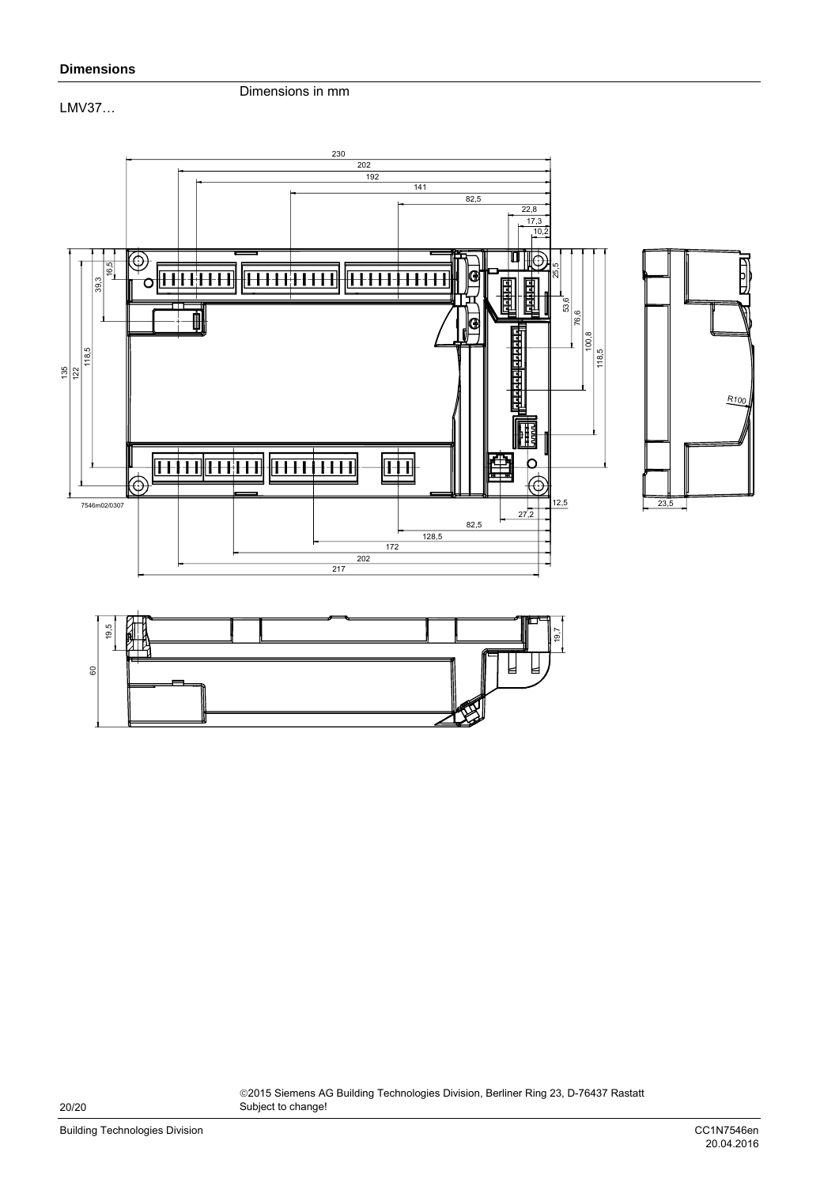## Dimensions

Dimensions in mm

LMV37…

230
202
192
141
82,5
22,8
17,3
10,2
16,5
39,3
118,5
122
135
25,5
53,6
76,6
100,8
118,5
R100
23,5
7546m02/0307
12,5
27,2
82,5
128,5
172
202
217
19,5
60
19,7

©2015 Siemens AG Building Technologies Division, Berliner Ring 23, D-76437 Rastatt
Subject to change!